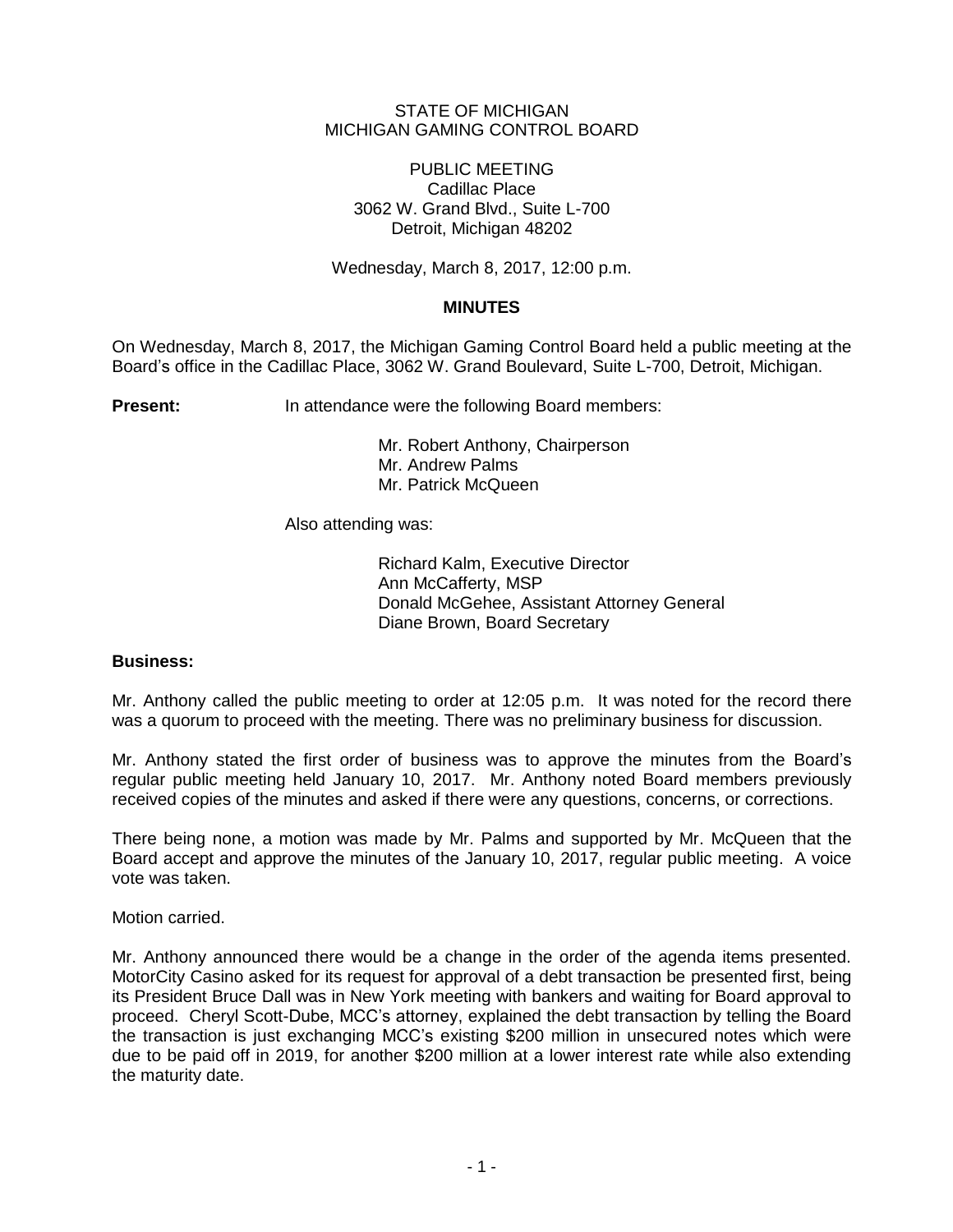STATE OF MICHIGAN
MICHIGAN GAMING CONTROL BOARD

PUBLIC MEETING
Cadillac Place
3062 W. Grand Blvd., Suite L-700
Detroit, Michigan 48202

Wednesday, March 8, 2017, 12:00 p.m.

## MINUTES

On Wednesday, March 8, 2017, the Michigan Gaming Control Board held a public meeting at the Board's office in the Cadillac Place, 3062 W. Grand Boulevard, Suite L-700, Detroit, Michigan.

**Present:** In attendance were the following Board members:

Mr. Robert Anthony, Chairperson
Mr. Andrew Palms
Mr. Patrick McQueen

Also attending was:

Richard Kalm, Executive Director
Ann McCafferty, MSP
Donald McGehee, Assistant Attorney General
Diane Brown, Board Secretary

**Business:**

Mr. Anthony called the public meeting to order at 12:05 p.m. It was noted for the record there was a quorum to proceed with the meeting. There was no preliminary business for discussion.

Mr. Anthony stated the first order of business was to approve the minutes from the Board's regular public meeting held January 10, 2017. Mr. Anthony noted Board members previously received copies of the minutes and asked if there were any questions, concerns, or corrections.

There being none, a motion was made by Mr. Palms and supported by Mr. McQueen that the Board accept and approve the minutes of the January 10, 2017, regular public meeting. A voice vote was taken.

Motion carried.

Mr. Anthony announced there would be a change in the order of the agenda items presented. MotorCity Casino asked for its request for approval of a debt transaction be presented first, being its President Bruce Dall was in New York meeting with bankers and waiting for Board approval to proceed. Cheryl Scott-Dube, MCC's attorney, explained the debt transaction by telling the Board the transaction is just exchanging MCC's existing $200 million in unsecured notes which were due to be paid off in 2019, for another $200 million at a lower interest rate while also extending the maturity date.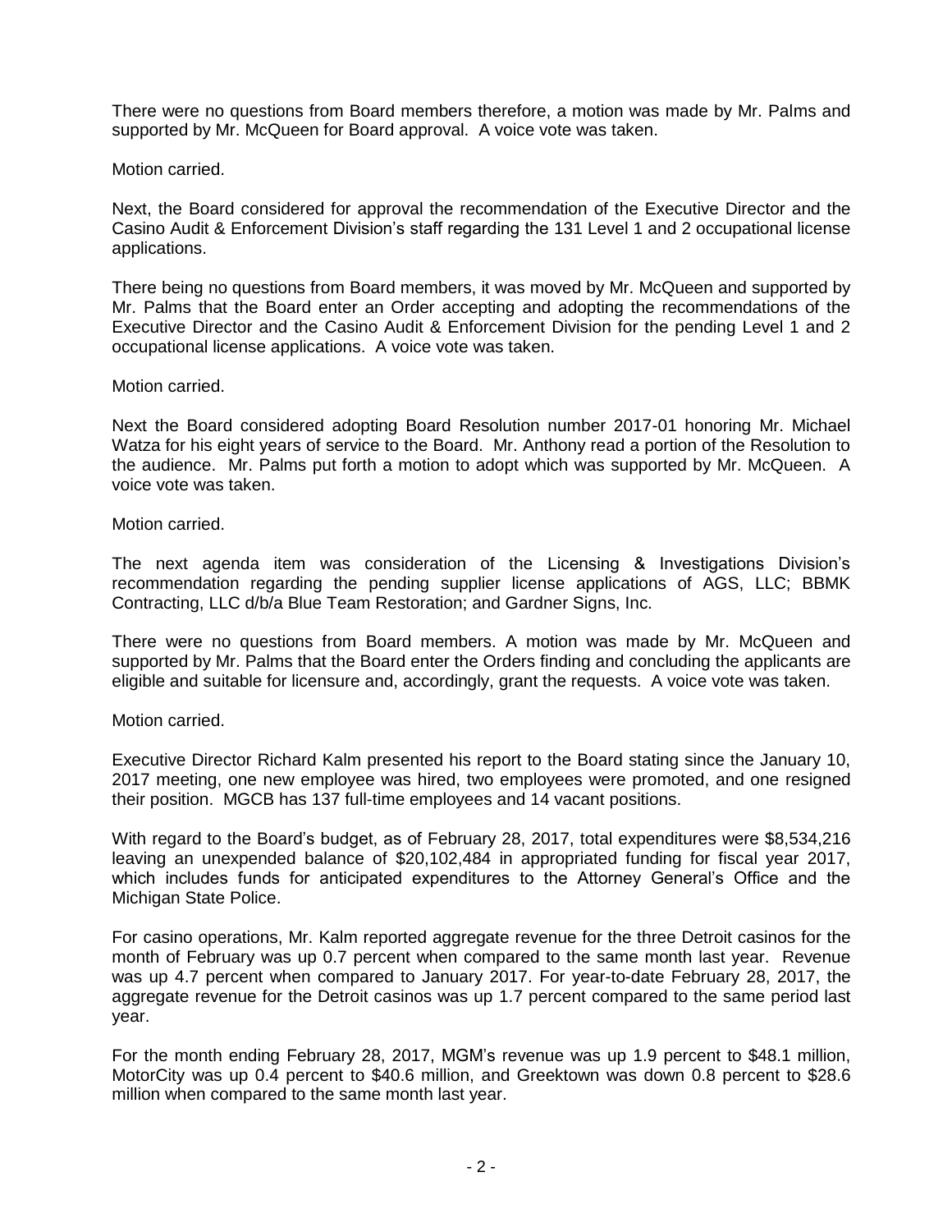There were no questions from Board members therefore, a motion was made by Mr. Palms and supported by Mr. McQueen for Board approval. A voice vote was taken.

Motion carried.

Next, the Board considered for approval the recommendation of the Executive Director and the Casino Audit & Enforcement Division's staff regarding the 131 Level 1 and 2 occupational license applications.

There being no questions from Board members, it was moved by Mr. McQueen and supported by Mr. Palms that the Board enter an Order accepting and adopting the recommendations of the Executive Director and the Casino Audit & Enforcement Division for the pending Level 1 and 2 occupational license applications. A voice vote was taken.

Motion carried.

Next the Board considered adopting Board Resolution number 2017-01 honoring Mr. Michael Watza for his eight years of service to the Board. Mr. Anthony read a portion of the Resolution to the audience. Mr. Palms put forth a motion to adopt which was supported by Mr. McQueen. A voice vote was taken.

Motion carried.

The next agenda item was consideration of the Licensing & Investigations Division's recommendation regarding the pending supplier license applications of AGS, LLC; BBMK Contracting, LLC d/b/a Blue Team Restoration; and Gardner Signs, Inc.

There were no questions from Board members. A motion was made by Mr. McQueen and supported by Mr. Palms that the Board enter the Orders finding and concluding the applicants are eligible and suitable for licensure and, accordingly, grant the requests. A voice vote was taken.

Motion carried.

Executive Director Richard Kalm presented his report to the Board stating since the January 10, 2017 meeting, one new employee was hired, two employees were promoted, and one resigned their position. MGCB has 137 full-time employees and 14 vacant positions.

With regard to the Board's budget, as of February 28, 2017, total expenditures were $8,534,216 leaving an unexpended balance of $20,102,484 in appropriated funding for fiscal year 2017, which includes funds for anticipated expenditures to the Attorney General's Office and the Michigan State Police.

For casino operations, Mr. Kalm reported aggregate revenue for the three Detroit casinos for the month of February was up 0.7 percent when compared to the same month last year. Revenue was up 4.7 percent when compared to January 2017. For year-to-date February 28, 2017, the aggregate revenue for the Detroit casinos was up 1.7 percent compared to the same period last year.

For the month ending February 28, 2017, MGM's revenue was up 1.9 percent to $48.1 million, MotorCity was up 0.4 percent to $40.6 million, and Greektown was down 0.8 percent to $28.6 million when compared to the same month last year.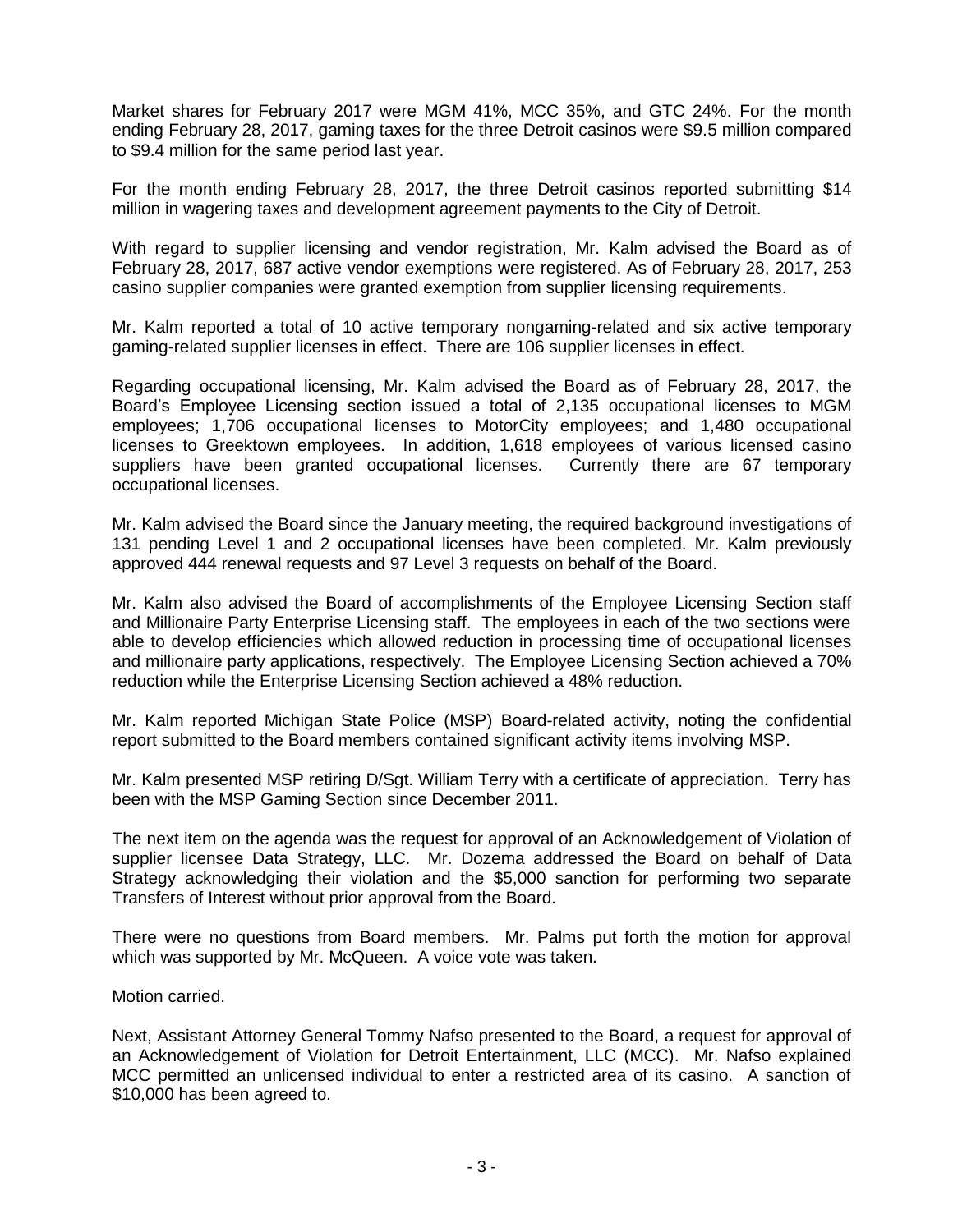Market shares for February 2017 were MGM 41%, MCC 35%, and GTC 24%. For the month ending February 28, 2017, gaming taxes for the three Detroit casinos were $9.5 million compared to $9.4 million for the same period last year.

For the month ending February 28, 2017, the three Detroit casinos reported submitting $14 million in wagering taxes and development agreement payments to the City of Detroit.

With regard to supplier licensing and vendor registration, Mr. Kalm advised the Board as of February 28, 2017, 687 active vendor exemptions were registered. As of February 28, 2017, 253 casino supplier companies were granted exemption from supplier licensing requirements.

Mr. Kalm reported a total of 10 active temporary nongaming-related and six active temporary gaming-related supplier licenses in effect. There are 106 supplier licenses in effect.

Regarding occupational licensing, Mr. Kalm advised the Board as of February 28, 2017, the Board's Employee Licensing section issued a total of 2,135 occupational licenses to MGM employees; 1,706 occupational licenses to MotorCity employees; and 1,480 occupational licenses to Greektown employees. In addition, 1,618 employees of various licensed casino suppliers have been granted occupational licenses. Currently there are 67 temporary occupational licenses.

Mr. Kalm advised the Board since the January meeting, the required background investigations of 131 pending Level 1 and 2 occupational licenses have been completed. Mr. Kalm previously approved 444 renewal requests and 97 Level 3 requests on behalf of the Board.

Mr. Kalm also advised the Board of accomplishments of the Employee Licensing Section staff and Millionaire Party Enterprise Licensing staff. The employees in each of the two sections were able to develop efficiencies which allowed reduction in processing time of occupational licenses and millionaire party applications, respectively. The Employee Licensing Section achieved a 70% reduction while the Enterprise Licensing Section achieved a 48% reduction.

Mr. Kalm reported Michigan State Police (MSP) Board-related activity, noting the confidential report submitted to the Board members contained significant activity items involving MSP.

Mr. Kalm presented MSP retiring D/Sgt. William Terry with a certificate of appreciation. Terry has been with the MSP Gaming Section since December 2011.

The next item on the agenda was the request for approval of an Acknowledgement of Violation of supplier licensee Data Strategy, LLC. Mr. Dozema addressed the Board on behalf of Data Strategy acknowledging their violation and the $5,000 sanction for performing two separate Transfers of Interest without prior approval from the Board.

There were no questions from Board members. Mr. Palms put forth the motion for approval which was supported by Mr. McQueen. A voice vote was taken.

Motion carried.

Next, Assistant Attorney General Tommy Nafso presented to the Board, a request for approval of an Acknowledgement of Violation for Detroit Entertainment, LLC (MCC). Mr. Nafso explained MCC permitted an unlicensed individual to enter a restricted area of its casino. A sanction of $10,000 has been agreed to.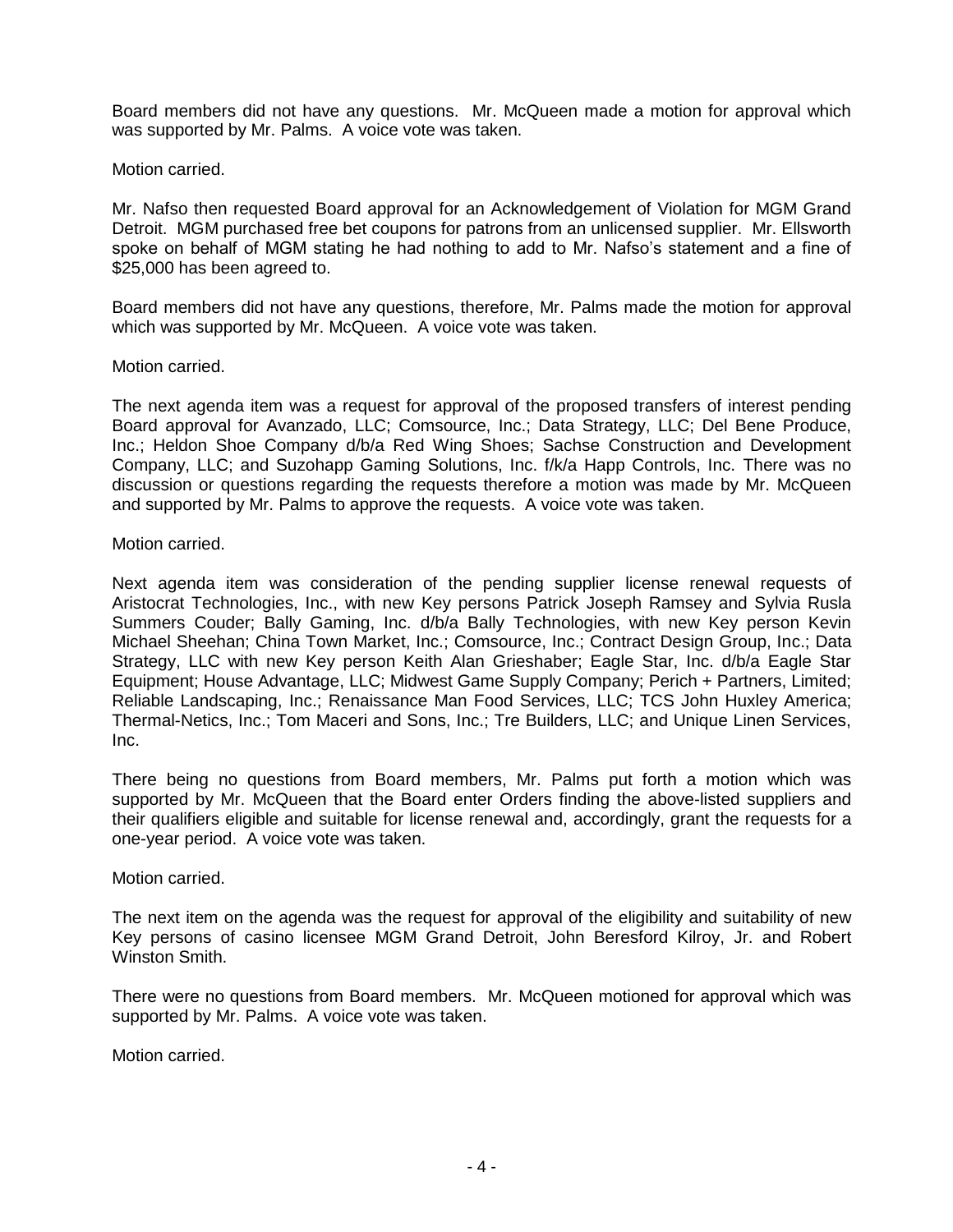Board members did not have any questions. Mr. McQueen made a motion for approval which was supported by Mr. Palms. A voice vote was taken.

Motion carried.

Mr. Nafso then requested Board approval for an Acknowledgement of Violation for MGM Grand Detroit. MGM purchased free bet coupons for patrons from an unlicensed supplier. Mr. Ellsworth spoke on behalf of MGM stating he had nothing to add to Mr. Nafso's statement and a fine of $25,000 has been agreed to.

Board members did not have any questions, therefore, Mr. Palms made the motion for approval which was supported by Mr. McQueen. A voice vote was taken.

Motion carried.

The next agenda item was a request for approval of the proposed transfers of interest pending Board approval for Avanzado, LLC; Comsource, Inc.; Data Strategy, LLC; Del Bene Produce, Inc.; Heldon Shoe Company d/b/a Red Wing Shoes; Sachse Construction and Development Company, LLC; and Suzohapp Gaming Solutions, Inc. f/k/a Happ Controls, Inc. There was no discussion or questions regarding the requests therefore a motion was made by Mr. McQueen and supported by Mr. Palms to approve the requests. A voice vote was taken.

Motion carried.

Next agenda item was consideration of the pending supplier license renewal requests of Aristocrat Technologies, Inc., with new Key persons Patrick Joseph Ramsey and Sylvia Rusla Summers Couder; Bally Gaming, Inc. d/b/a Bally Technologies, with new Key person Kevin Michael Sheehan; China Town Market, Inc.; Comsource, Inc.; Contract Design Group, Inc.; Data Strategy, LLC with new Key person Keith Alan Grieshaber; Eagle Star, Inc. d/b/a Eagle Star Equipment; House Advantage, LLC; Midwest Game Supply Company; Perich + Partners, Limited; Reliable Landscaping, Inc.; Renaissance Man Food Services, LLC; TCS John Huxley America; Thermal-Netics, Inc.; Tom Maceri and Sons, Inc.; Tre Builders, LLC; and Unique Linen Services, Inc.

There being no questions from Board members, Mr. Palms put forth a motion which was supported by Mr. McQueen that the Board enter Orders finding the above-listed suppliers and their qualifiers eligible and suitable for license renewal and, accordingly, grant the requests for a one-year period. A voice vote was taken.

Motion carried.

The next item on the agenda was the request for approval of the eligibility and suitability of new Key persons of casino licensee MGM Grand Detroit, John Beresford Kilroy, Jr. and Robert Winston Smith.

There were no questions from Board members. Mr. McQueen motioned for approval which was supported by Mr. Palms. A voice vote was taken.

Motion carried.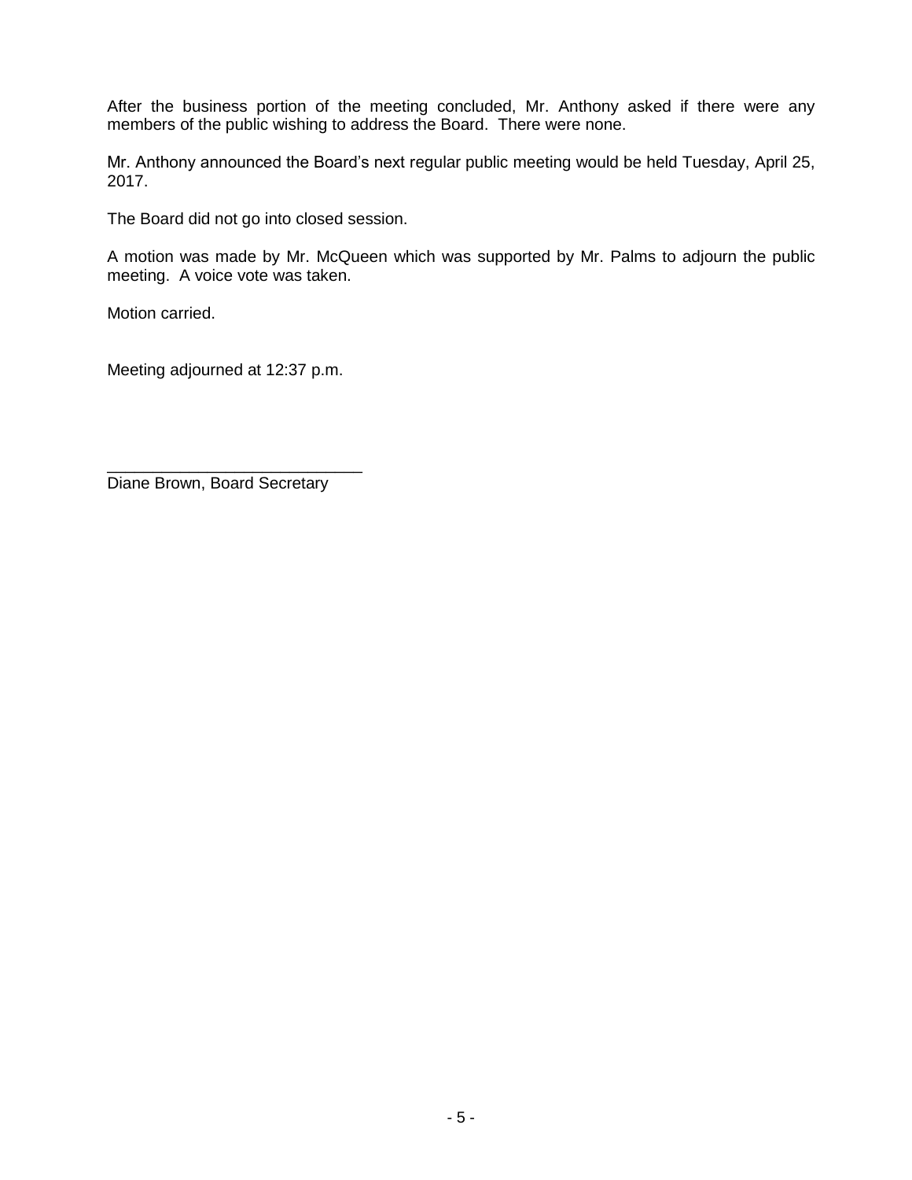After the business portion of the meeting concluded, Mr. Anthony asked if there were any members of the public wishing to address the Board. There were none.

Mr. Anthony announced the Board's next regular public meeting would be held Tuesday, April 25, 2017.

The Board did not go into closed session.

A motion was made by Mr. McQueen which was supported by Mr. Palms to adjourn the public meeting. A voice vote was taken.

Motion carried.

Meeting adjourned at 12:37 p.m.

____________________________
Diane Brown, Board Secretary